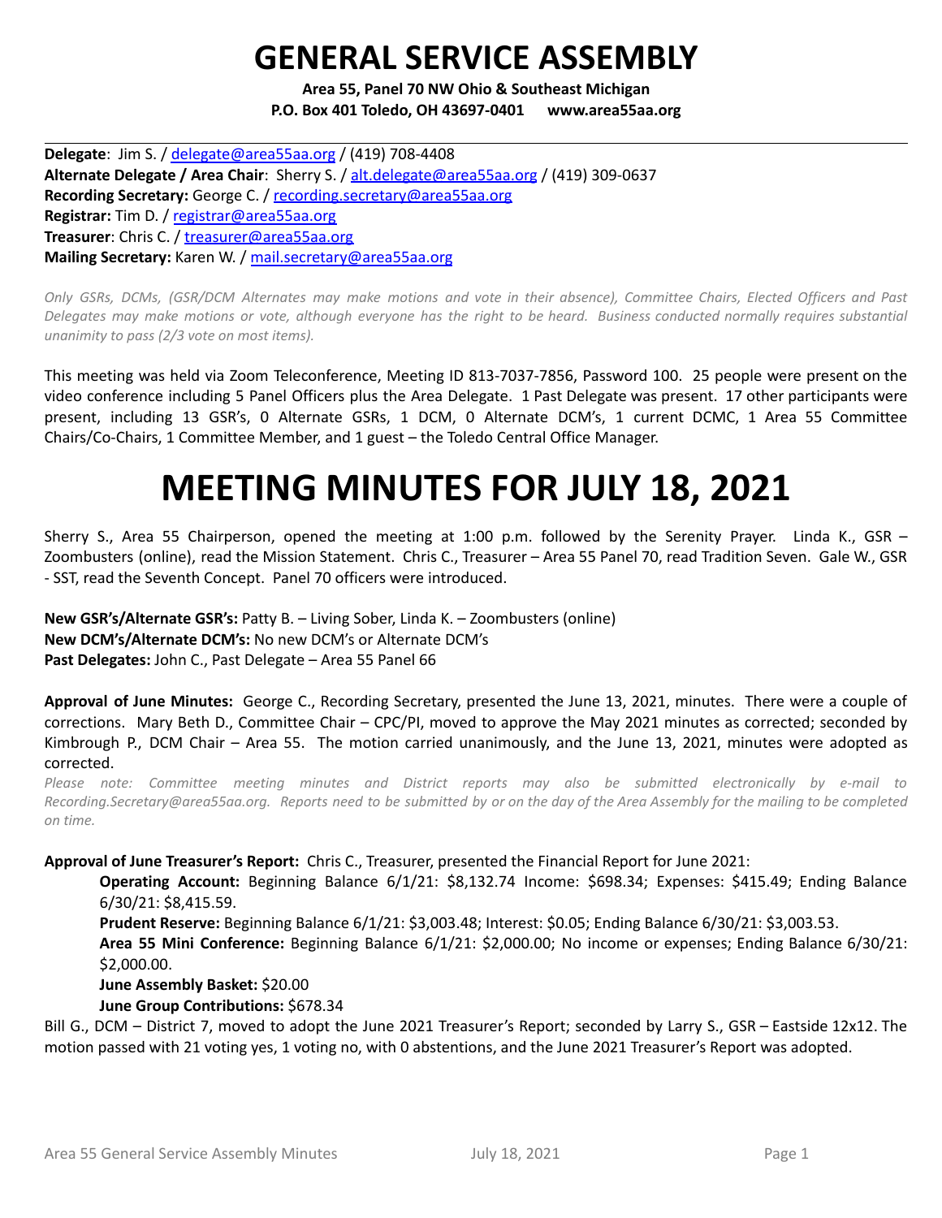# GENERAL SERVICE ASSEMBLY

**Area 55, Panel 70 NW Ohio & Southeast Michigan**
**P.O. Box 401 Toledo, OH 43697-0401 www.area55aa.org**

---

**Delegate**: Jim S. / delegate@area55aa.org / (419) 708-4408
**Alternate Delegate / Area Chair**: Sherry S. / alt.delegate@area55aa.org / (419) 309-0637
**Recording Secretary:** George C. / recording.secretary@area55aa.org
**Registrar:** Tim D. / registrar@area55aa.org
**Treasurer**: Chris C. / treasurer@area55aa.org
**Mailing Secretary:** Karen W. / mail.secretary@area55aa.org

*Only GSRs, DCMs, (GSR/DCM Alternates may make motions and vote in their absence), Committee Chairs, Elected Officers and Past Delegates may make motions or vote, although everyone has the right to be heard. Business conducted normally requires substantial unanimity to pass (2/3 vote on most items).*

This meeting was held via Zoom Teleconference, Meeting ID 813-7037-7856, Password 100. 25 people were present on the video conference including 5 Panel Officers plus the Area Delegate. 1 Past Delegate was present. 17 other participants were present, including 13 GSR's, 0 Alternate GSRs, 1 DCM, 0 Alternate DCM's, 1 current DCMC, 1 Area 55 Committee Chairs/Co-Chairs, 1 Committee Member, and 1 guest – the Toledo Central Office Manager.

# MEETING MINUTES FOR JULY 18, 2021

Sherry S., Area 55 Chairperson, opened the meeting at 1:00 p.m. followed by the Serenity Prayer. Linda K., GSR – Zoombusters (online), read the Mission Statement. Chris C., Treasurer – Area 55 Panel 70, read Tradition Seven. Gale W., GSR - SST, read the Seventh Concept. Panel 70 officers were introduced.

**New GSR's/Alternate GSR's:** Patty B. – Living Sober, Linda K. – Zoombusters (online)
**New DCM's/Alternate DCM's:** No new DCM's or Alternate DCM's
**Past Delegates:** John C., Past Delegate – Area 55 Panel 66

**Approval of June Minutes:** George C., Recording Secretary, presented the June 13, 2021, minutes. There were a couple of corrections. Mary Beth D., Committee Chair – CPC/PI, moved to approve the May 2021 minutes as corrected; seconded by Kimbrough P., DCM Chair – Area 55. The motion carried unanimously, and the June 13, 2021, minutes were adopted as corrected.

*Please note: Committee meeting minutes and District reports may also be submitted electronically by e-mail to Recording.Secretary@area55aa.org. Reports need to be submitted by or on the day of the Area Assembly for the mailing to be completed on time.*

**Approval of June Treasurer's Report:** Chris C., Treasurer, presented the Financial Report for June 2021:

> **Operating Account:** Beginning Balance 6/1/21: $8,132.74 Income: $698.34; Expenses: $415.49; Ending Balance 6/30/21: $8,415.59.
>
> **Prudent Reserve:** Beginning Balance 6/1/21: $3,003.48; Interest: $0.05; Ending Balance 6/30/21: $3,003.53.
>
> **Area 55 Mini Conference:** Beginning Balance 6/1/21: $2,000.00; No income or expenses; Ending Balance 6/30/21: $2,000.00.
>
> **June Assembly Basket:** $20.00
>
> **June Group Contributions:** $678.34

Bill G., DCM – District 7, moved to adopt the June 2021 Treasurer's Report; seconded by Larry S., GSR – Eastside 12x12. The motion passed with 21 voting yes, 1 voting no, with 0 abstentions, and the June 2021 Treasurer's Report was adopted.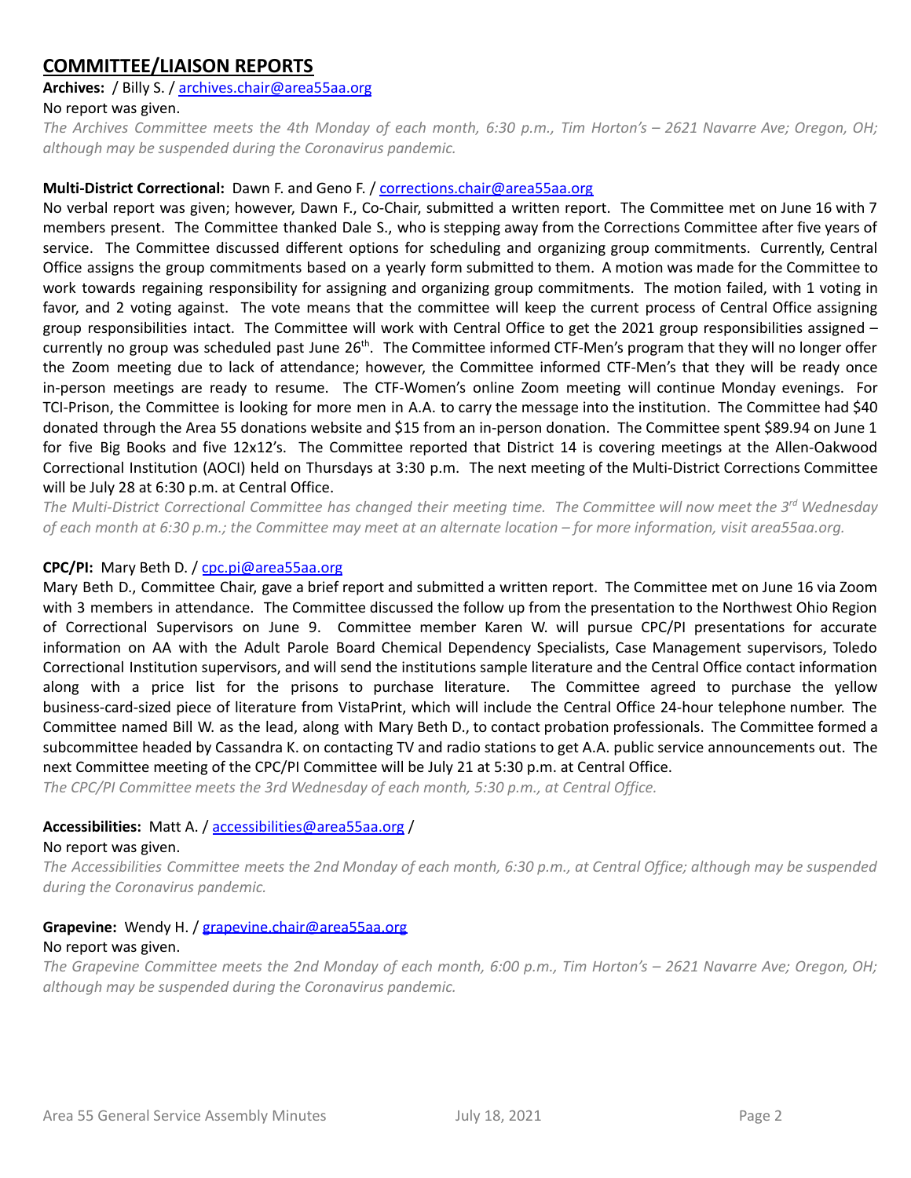## COMMITTEE/LIAISON REPORTS

**Archives:** / Billy S. / archives.chair@area55aa.org

No report was given.

*The Archives Committee meets the 4th Monday of each month, 6:30 p.m., Tim Horton's – 2621 Navarre Ave; Oregon, OH; although may be suspended during the Coronavirus pandemic.*

**Multi-District Correctional:** Dawn F. and Geno F. / corrections.chair@area55aa.org

No verbal report was given; however, Dawn F., Co-Chair, submitted a written report. The Committee met on June 16 with 7 members present. The Committee thanked Dale S., who is stepping away from the Corrections Committee after five years of service. The Committee discussed different options for scheduling and organizing group commitments. Currently, Central Office assigns the group commitments based on a yearly form submitted to them. A motion was made for the Committee to work towards regaining responsibility for assigning and organizing group commitments. The motion failed, with 1 voting in favor, and 2 voting against. The vote means that the committee will keep the current process of Central Office assigning group responsibilities intact. The Committee will work with Central Office to get the 2021 group responsibilities assigned – currently no group was scheduled past June 26th. The Committee informed CTF-Men's program that they will no longer offer the Zoom meeting due to lack of attendance; however, the Committee informed CTF-Men's that they will be ready once in-person meetings are ready to resume. The CTF-Women's online Zoom meeting will continue Monday evenings. For TCI-Prison, the Committee is looking for more men in A.A. to carry the message into the institution. The Committee had $40 donated through the Area 55 donations website and $15 from an in-person donation. The Committee spent $89.94 on June 1 for five Big Books and five 12x12's. The Committee reported that District 14 is covering meetings at the Allen-Oakwood Correctional Institution (AOCI) held on Thursdays at 3:30 p.m. The next meeting of the Multi-District Corrections Committee will be July 28 at 6:30 p.m. at Central Office.

*The Multi-District Correctional Committee has changed their meeting time. The Committee will now meet the 3rd Wednesday of each month at 6:30 p.m.; the Committee may meet at an alternate location – for more information, visit area55aa.org.*

**CPC/PI:** Mary Beth D. / cpc.pi@area55aa.org

Mary Beth D., Committee Chair, gave a brief report and submitted a written report. The Committee met on June 16 via Zoom with 3 members in attendance. The Committee discussed the follow up from the presentation to the Northwest Ohio Region of Correctional Supervisors on June 9. Committee member Karen W. will pursue CPC/PI presentations for accurate information on AA with the Adult Parole Board Chemical Dependency Specialists, Case Management supervisors, Toledo Correctional Institution supervisors, and will send the institutions sample literature and the Central Office contact information along with a price list for the prisons to purchase literature. The Committee agreed to purchase the yellow business-card-sized piece of literature from VistaPrint, which will include the Central Office 24-hour telephone number. The Committee named Bill W. as the lead, along with Mary Beth D., to contact probation professionals. The Committee formed a subcommittee headed by Cassandra K. on contacting TV and radio stations to get A.A. public service announcements out. The next Committee meeting of the CPC/PI Committee will be July 21 at 5:30 p.m. at Central Office.

*The CPC/PI Committee meets the 3rd Wednesday of each month, 5:30 p.m., at Central Office.*

**Accessibilities:** Matt A. / accessibilities@area55aa.org /

No report was given.

*The Accessibilities Committee meets the 2nd Monday of each month, 6:30 p.m., at Central Office; although may be suspended during the Coronavirus pandemic.*

**Grapevine:** Wendy H. / grapevine.chair@area55aa.org

No report was given.

*The Grapevine Committee meets the 2nd Monday of each month, 6:00 p.m., Tim Horton's – 2621 Navarre Ave; Oregon, OH; although may be suspended during the Coronavirus pandemic.*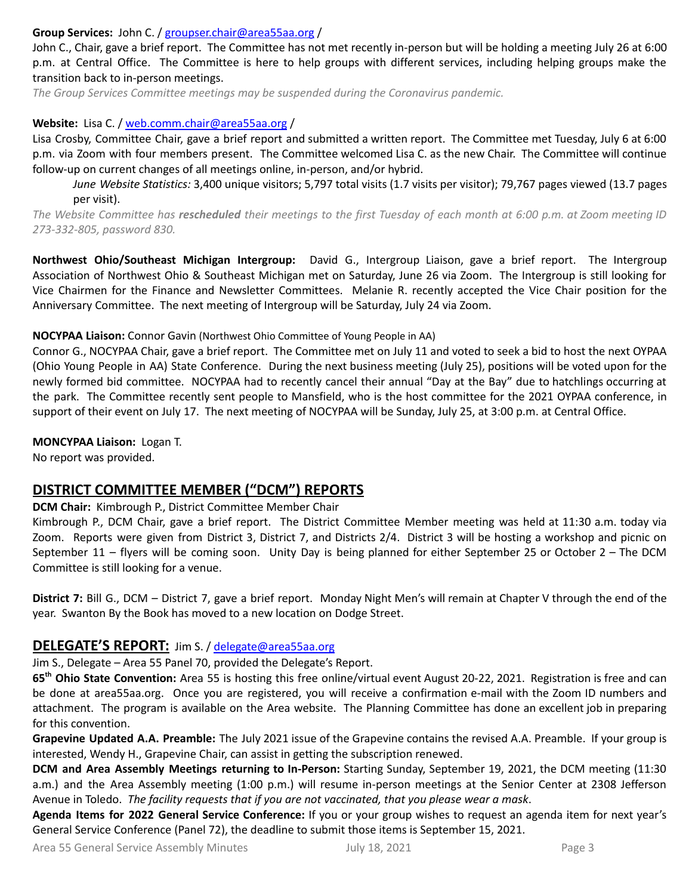**Group Services:** John C. / groupser.chair@area55aa.org /

John C., Chair, gave a brief report. The Committee has not met recently in-person but will be holding a meeting July 26 at 6:00 p.m. at Central Office. The Committee is here to help groups with different services, including helping groups make the transition back to in-person meetings.

*The Group Services Committee meetings may be suspended during the Coronavirus pandemic.*

**Website:** Lisa C. / web.comm.chair@area55aa.org /

Lisa Crosby, Committee Chair, gave a brief report and submitted a written report. The Committee met Tuesday, July 6 at 6:00 p.m. via Zoom with four members present. The Committee welcomed Lisa C. as the new Chair. The Committee will continue follow-up on current changes of all meetings online, in-person, and/or hybrid.

> *June Website Statistics:* 3,400 unique visitors; 5,797 total visits (1.7 visits per visitor); 79,767 pages viewed (13.7 pages per visit).

*The Website Committee has **rescheduled** their meetings to the first Tuesday of each month at 6:00 p.m. at Zoom meeting ID 273-332-805, password 830.*

**Northwest Ohio/Southeast Michigan Intergroup:** David G., Intergroup Liaison, gave a brief report. The Intergroup Association of Northwest Ohio & Southeast Michigan met on Saturday, June 26 via Zoom. The Intergroup is still looking for Vice Chairmen for the Finance and Newsletter Committees. Melanie R. recently accepted the Vice Chair position for the Anniversary Committee. The next meeting of Intergroup will be Saturday, July 24 via Zoom.

**NOCYPAA Liaison:** Connor Gavin (Northwest Ohio Committee of Young People in AA)

Connor G., NOCYPAA Chair, gave a brief report. The Committee met on July 11 and voted to seek a bid to host the next OYPAA (Ohio Young People in AA) State Conference. During the next business meeting (July 25), positions will be voted upon for the newly formed bid committee. NOCYPAA had to recently cancel their annual "Day at the Bay" due to hatchlings occurring at the park. The Committee recently sent people to Mansfield, who is the host committee for the 2021 OYPAA conference, in support of their event on July 17. The next meeting of NOCYPAA will be Sunday, July 25, at 3:00 p.m. at Central Office.

**MONCYPAA Liaison:** Logan T.

No report was provided.

## DISTRICT COMMITTEE MEMBER ("DCM") REPORTS

**DCM Chair:** Kimbrough P., District Committee Member Chair

Kimbrough P., DCM Chair, gave a brief report. The District Committee Member meeting was held at 11:30 a.m. today via Zoom. Reports were given from District 3, District 7, and Districts 2/4. District 3 will be hosting a workshop and picnic on September 11 – flyers will be coming soon. Unity Day is being planned for either September 25 or October 2 – The DCM Committee is still looking for a venue.

**District 7:** Bill G., DCM – District 7, gave a brief report. Monday Night Men's will remain at Chapter V through the end of the year. Swanton By the Book has moved to a new location on Dodge Street.

## DELEGATE'S REPORT: Jim S. / delegate@area55aa.org

Jim S., Delegate – Area 55 Panel 70, provided the Delegate's Report.

**65th Ohio State Convention:** Area 55 is hosting this free online/virtual event August 20-22, 2021. Registration is free and can be done at area55aa.org. Once you are registered, you will receive a confirmation e-mail with the Zoom ID numbers and attachment. The program is available on the Area website. The Planning Committee has done an excellent job in preparing for this convention.

**Grapevine Updated A.A. Preamble:** The July 2021 issue of the Grapevine contains the revised A.A. Preamble. If your group is interested, Wendy H., Grapevine Chair, can assist in getting the subscription renewed.

**DCM and Area Assembly Meetings returning to In-Person:** Starting Sunday, September 19, 2021, the DCM meeting (11:30 a.m.) and the Area Assembly meeting (1:00 p.m.) will resume in-person meetings at the Senior Center at 2308 Jefferson Avenue in Toledo. *The facility requests that if you are not vaccinated, that you please wear a mask*.

**Agenda Items for 2022 General Service Conference:** If you or your group wishes to request an agenda item for next year's General Service Conference (Panel 72), the deadline to submit those items is September 15, 2021.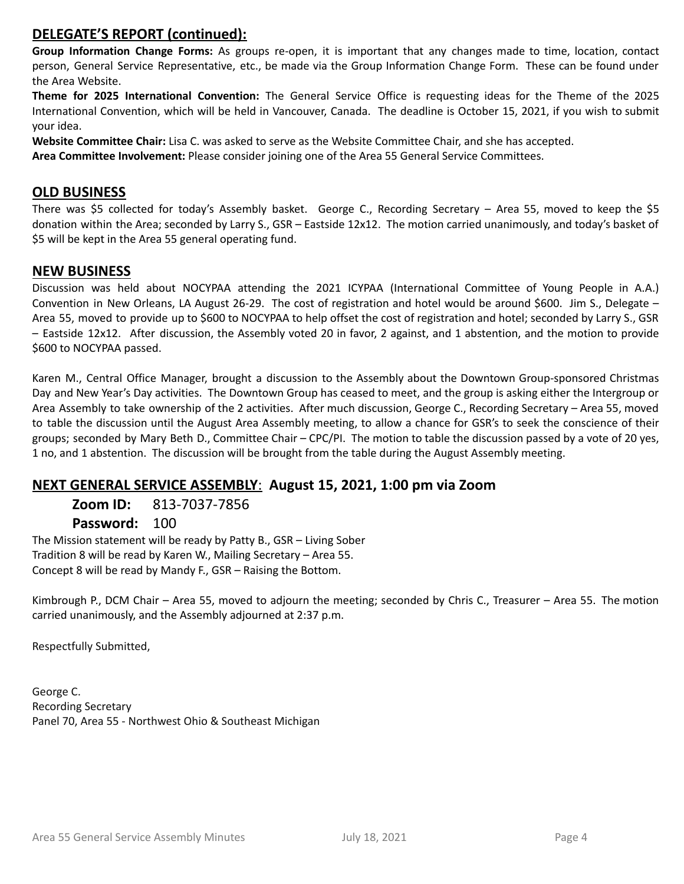## DELEGATE'S REPORT (continued):

**Group Information Change Forms:** As groups re-open, it is important that any changes made to time, location, contact person, General Service Representative, etc., be made via the Group Information Change Form. These can be found under the Area Website.

**Theme for 2025 International Convention:** The General Service Office is requesting ideas for the Theme of the 2025 International Convention, which will be held in Vancouver, Canada. The deadline is October 15, 2021, if you wish to submit your idea.

**Website Committee Chair:** Lisa C. was asked to serve as the Website Committee Chair, and she has accepted.

**Area Committee Involvement:** Please consider joining one of the Area 55 General Service Committees.

## OLD BUSINESS

There was $5 collected for today's Assembly basket. George C., Recording Secretary – Area 55, moved to keep the $5 donation within the Area; seconded by Larry S., GSR – Eastside 12x12. The motion carried unanimously, and today's basket of $5 will be kept in the Area 55 general operating fund.

## NEW BUSINESS

Discussion was held about NOCYPAA attending the 2021 ICYPAA (International Committee of Young People in A.A.) Convention in New Orleans, LA August 26-29. The cost of registration and hotel would be around $600. Jim S., Delegate – Area 55, moved to provide up to $600 to NOCYPAA to help offset the cost of registration and hotel; seconded by Larry S., GSR – Eastside 12x12. After discussion, the Assembly voted 20 in favor, 2 against, and 1 abstention, and the motion to provide $600 to NOCYPAA passed.

Karen M., Central Office Manager, brought a discussion to the Assembly about the Downtown Group-sponsored Christmas Day and New Year's Day activities. The Downtown Group has ceased to meet, and the group is asking either the Intergroup or Area Assembly to take ownership of the 2 activities. After much discussion, George C., Recording Secretary – Area 55, moved to table the discussion until the August Area Assembly meeting, to allow a chance for GSR's to seek the conscience of their groups; seconded by Mary Beth D., Committee Chair – CPC/PI. The motion to table the discussion passed by a vote of 20 yes, 1 no, and 1 abstention. The discussion will be brought from the table during the August Assembly meeting.

## NEXT GENERAL SERVICE ASSEMBLY: August 15, 2021, 1:00 pm via Zoom

**Zoom ID:** 813-7037-7856

**Password:** 100

The Mission statement will be ready by Patty B., GSR – Living Sober
Tradition 8 will be read by Karen W., Mailing Secretary – Area 55.
Concept 8 will be read by Mandy F., GSR – Raising the Bottom.

Kimbrough P., DCM Chair – Area 55, moved to adjourn the meeting; seconded by Chris C., Treasurer – Area 55. The motion carried unanimously, and the Assembly adjourned at 2:37 p.m.

Respectfully Submitted,

George C.
Recording Secretary
Panel 70, Area 55 - Northwest Ohio & Southeast Michigan